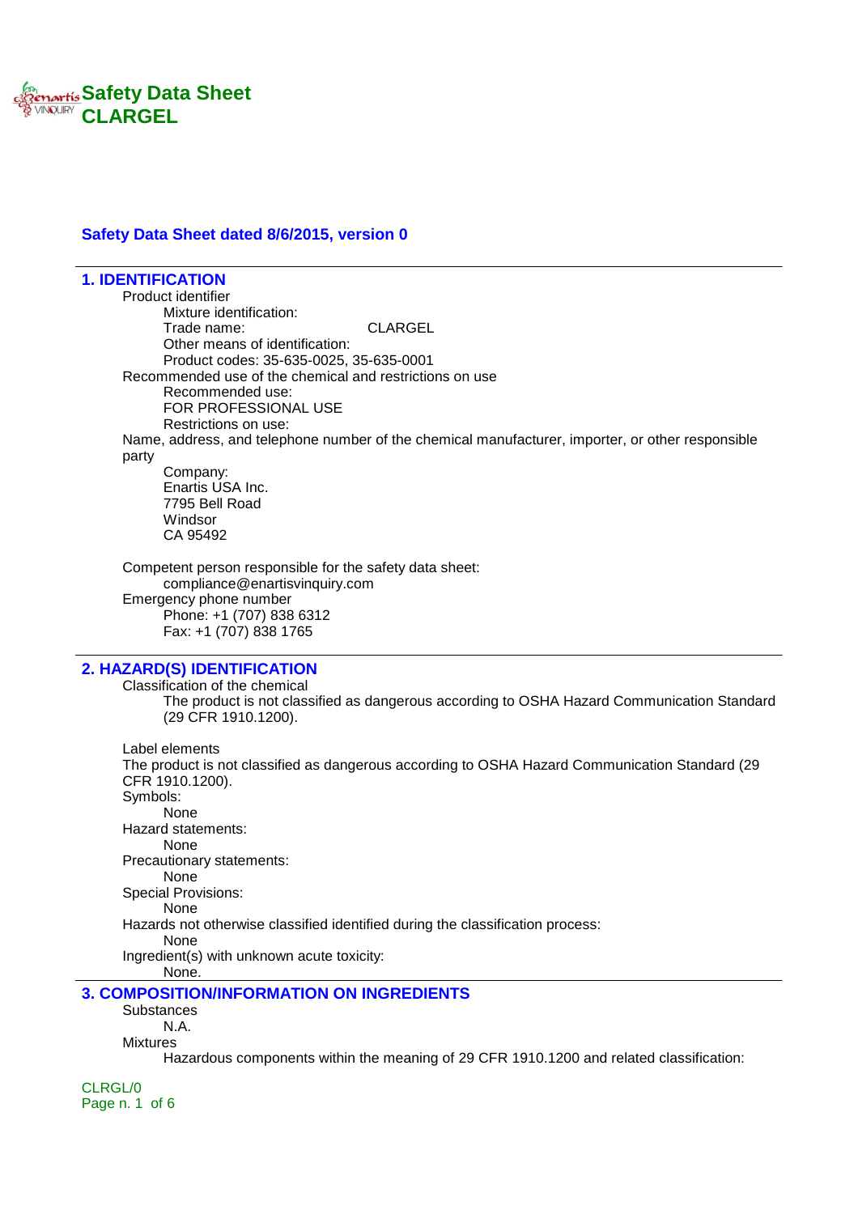# Safety Data Sheet
# CLARGEL

**Safety Data Sheet dated 8/6/2015, version 0**

## 1. IDENTIFICATION

Product identifier
- Mixture identification:
- Trade name: CLARGEL
- Other means of identification:
- Product codes: 35-635-0025, 35-635-0001

Recommended use of the chemical and restrictions on use
- Recommended use:
- FOR PROFESSIONAL USE
- Restrictions on use:

Name, address, and telephone number of the chemical manufacturer, importer, or other responsible party
- Company:
- Enartis USA Inc.
- 7795 Bell Road
- Windsor
- CA 95492

Competent person responsible for the safety data sheet:
- compliance@enartisvinquiry.com

Emergency phone number
- Phone: +1 (707) 838 6312
- Fax: +1 (707) 838 1765

## 2. HAZARD(S) IDENTIFICATION

Classification of the chemical
- The product is not classified as dangerous according to OSHA Hazard Communication Standard (29 CFR 1910.1200).

Label elements

The product is not classified as dangerous according to OSHA Hazard Communication Standard (29 CFR 1910.1200).

Symbols:
- None

Hazard statements:
- None

Precautionary statements:
- None

Special Provisions:
- None

Hazards not otherwise classified identified during the classification process:
- None

Ingredient(s) with unknown acute toxicity:
- None.

## 3. COMPOSITION/INFORMATION ON INGREDIENTS

Substances
- N.A.

Mixtures
- Hazardous components within the meaning of 29 CFR 1910.1200 and related classification: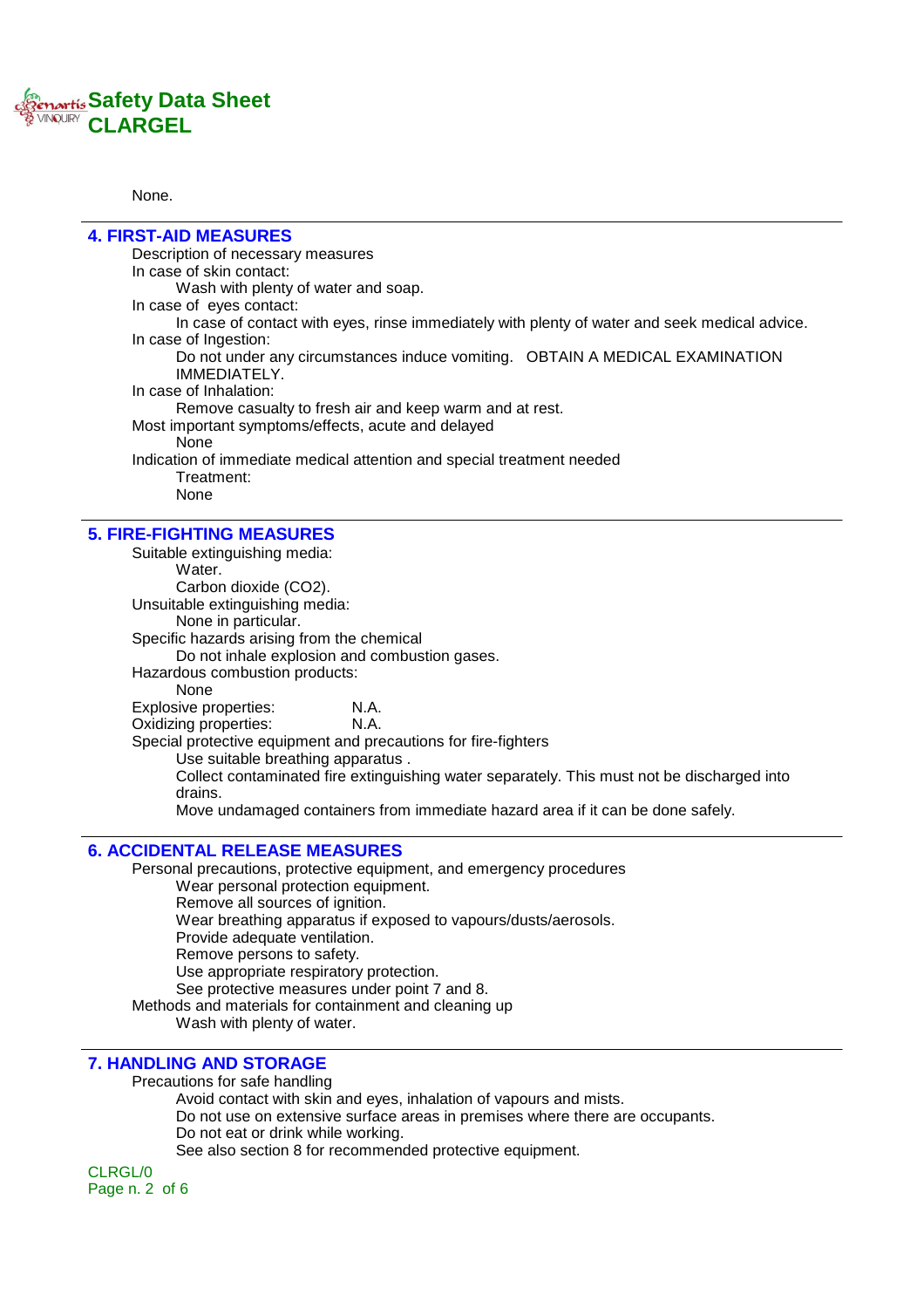None.

## 4. FIRST-AID MEASURES

Description of necessary measures

In case of skin contact:

Wash with plenty of water and soap.

In case of eyes contact:

In case of contact with eyes, rinse immediately with plenty of water and seek medical advice.

In case of Ingestion:

Do not under any circumstances induce vomiting. OBTAIN A MEDICAL EXAMINATION IMMEDIATELY.

In case of Inhalation:

Remove casualty to fresh air and keep warm and at rest.

Most important symptoms/effects, acute and delayed

None

Indication of immediate medical attention and special treatment needed

Treatment:

None

## 5. FIRE-FIGHTING MEASURES

Suitable extinguishing media:

Water.

Carbon dioxide ($CO_2$).

Unsuitable extinguishing media:

None in particular.

Specific hazards arising from the chemical

Do not inhale explosion and combustion gases.

Hazardous combustion products:

None

Explosive properties: N.A.

Oxidizing properties: N.A.

Special protective equipment and precautions for fire-fighters

Use suitable breathing apparatus .

Collect contaminated fire extinguishing water separately. This must not be discharged into drains.

Move undamaged containers from immediate hazard area if it can be done safely.

## 6. ACCIDENTAL RELEASE MEASURES

Personal precautions, protective equipment, and emergency procedures

Wear personal protection equipment.

Remove all sources of ignition.

Wear breathing apparatus if exposed to vapours/dusts/aerosols.

Provide adequate ventilation.

Remove persons to safety.

Use appropriate respiratory protection.

See protective measures under point 7 and 8.

Methods and materials for containment and cleaning up

Wash with plenty of water.

## 7. HANDLING AND STORAGE

Precautions for safe handling

Avoid contact with skin and eyes, inhalation of vapours and mists.

Do not use on extensive surface areas in premises where there are occupants.

Do not eat or drink while working.

See also section 8 for recommended protective equipment.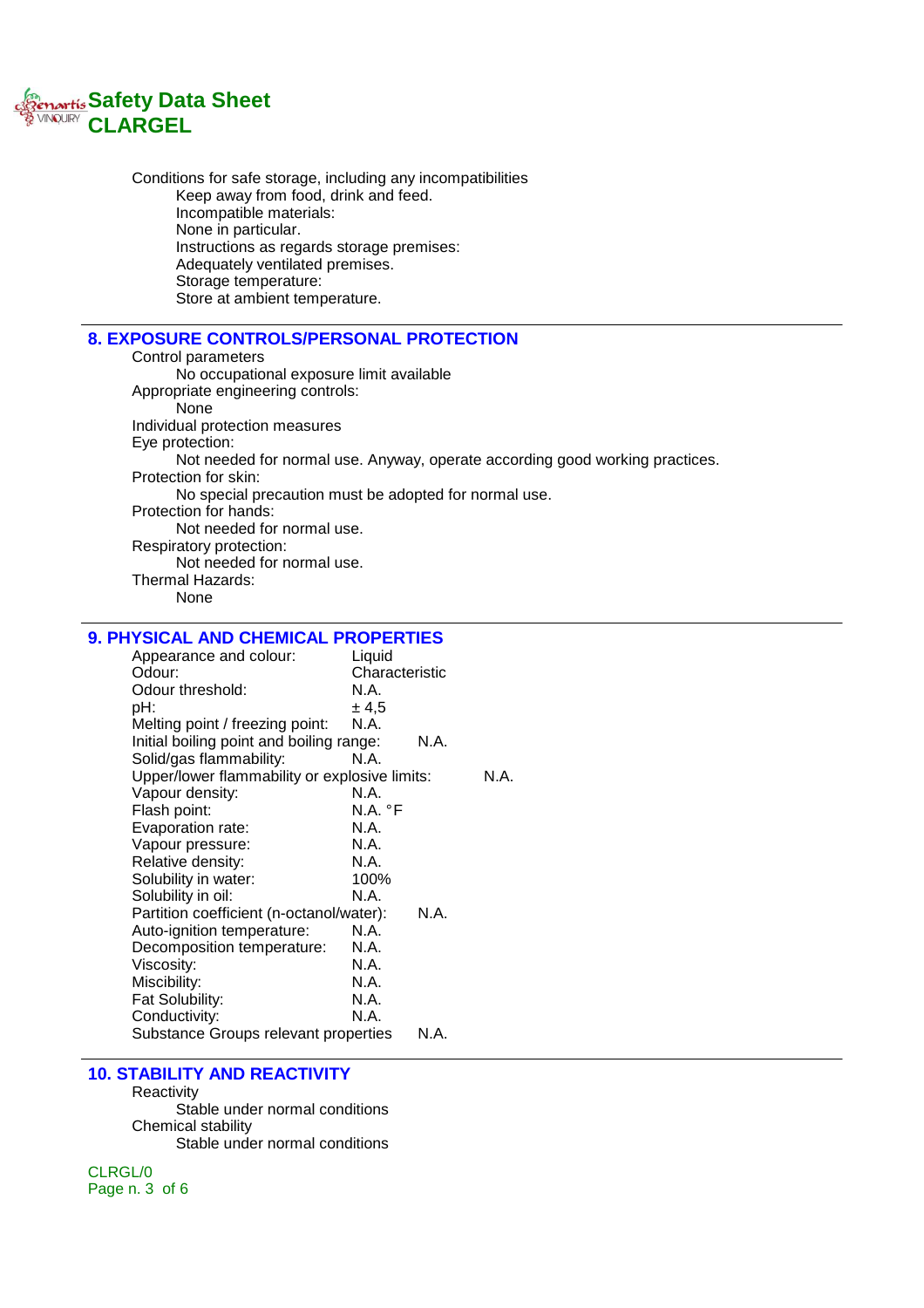Conditions for safe storage, including any incompatibilities

Keep away from food, drink and feed.

Incompatible materials:

None in particular.

Instructions as regards storage premises:

Adequately ventilated premises.

Storage temperature:

Store at ambient temperature.

## 8. EXPOSURE CONTROLS/PERSONAL PROTECTION

Control parameters

No occupational exposure limit available

Appropriate engineering controls:

None

Individual protection measures

Eye protection:

Not needed for normal use. Anyway, operate according good working practices.

Protection for skin:

No special precaution must be adopted for normal use.

Protection for hands:

Not needed for normal use.

Respiratory protection:

Not needed for normal use.

Thermal Hazards:

None

## 9. PHYSICAL AND CHEMICAL PROPERTIES

| Property | Value |
|---|---|
| Appearance and colour: | Liquid |
| Odour: | Characteristic |
| Odour threshold: | N.A. |
| pH: | ± 4,5 |
| Melting point / freezing point: | N.A. |
| Initial boiling point and boiling range: | N.A. |
| Solid/gas flammability: | N.A. |
| Upper/lower flammability or explosive limits: | N.A. |
| Vapour density: | N.A. |
| Flash point: | N.A. °F |
| Evaporation rate: | N.A. |
| Vapour pressure: | N.A. |
| Relative density: | N.A. |
| Solubility in water: | 100% |
| Solubility in oil: | N.A. |
| Partition coefficient (n-octanol/water): | N.A. |
| Auto-ignition temperature: | N.A. |
| Decomposition temperature: | N.A. |
| Viscosity: | N.A. |
| Miscibility: | N.A. |
| Fat Solubility: | N.A. |
| Conductivity: | N.A. |
| Substance Groups relevant properties | N.A. |

## 10. STABILITY AND REACTIVITY

Reactivity

Stable under normal conditions

Chemical stability

Stable under normal conditions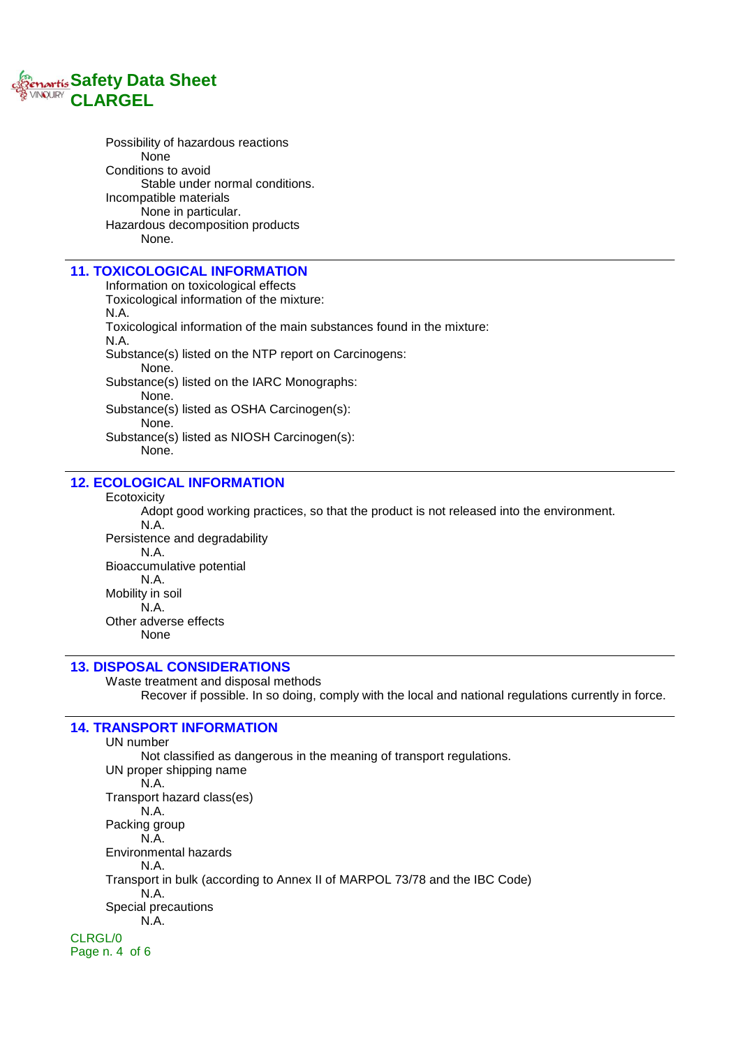Possibility of hazardous reactions
None
Conditions to avoid
Stable under normal conditions.
Incompatible materials
None in particular.
Hazardous decomposition products
None.

## 11. TOXICOLOGICAL INFORMATION

Information on toxicological effects
Toxicological information of the mixture:
N.A.
Toxicological information of the main substances found in the mixture:
N.A.
Substance(s) listed on the NTP report on Carcinogens:
None.
Substance(s) listed on the IARC Monographs:
None.
Substance(s) listed as OSHA Carcinogen(s):
None.
Substance(s) listed as NIOSH Carcinogen(s):
None.

## 12. ECOLOGICAL INFORMATION

Ecotoxicity
Adopt good working practices, so that the product is not released into the environment.
N.A.
Persistence and degradability
N.A.
Bioaccumulative potential
N.A.
Mobility in soil
N.A.
Other adverse effects
None

## 13. DISPOSAL CONSIDERATIONS

Waste treatment and disposal methods
Recover if possible. In so doing, comply with the local and national regulations currently in force.

## 14. TRANSPORT INFORMATION

UN number
Not classified as dangerous in the meaning of transport regulations.
UN proper shipping name
N.A.
Transport hazard class(es)
N.A.
Packing group
N.A.
Environmental hazards
N.A.
Transport in bulk (according to Annex II of MARPOL 73/78 and the IBC Code)
N.A.
Special precautions
N.A.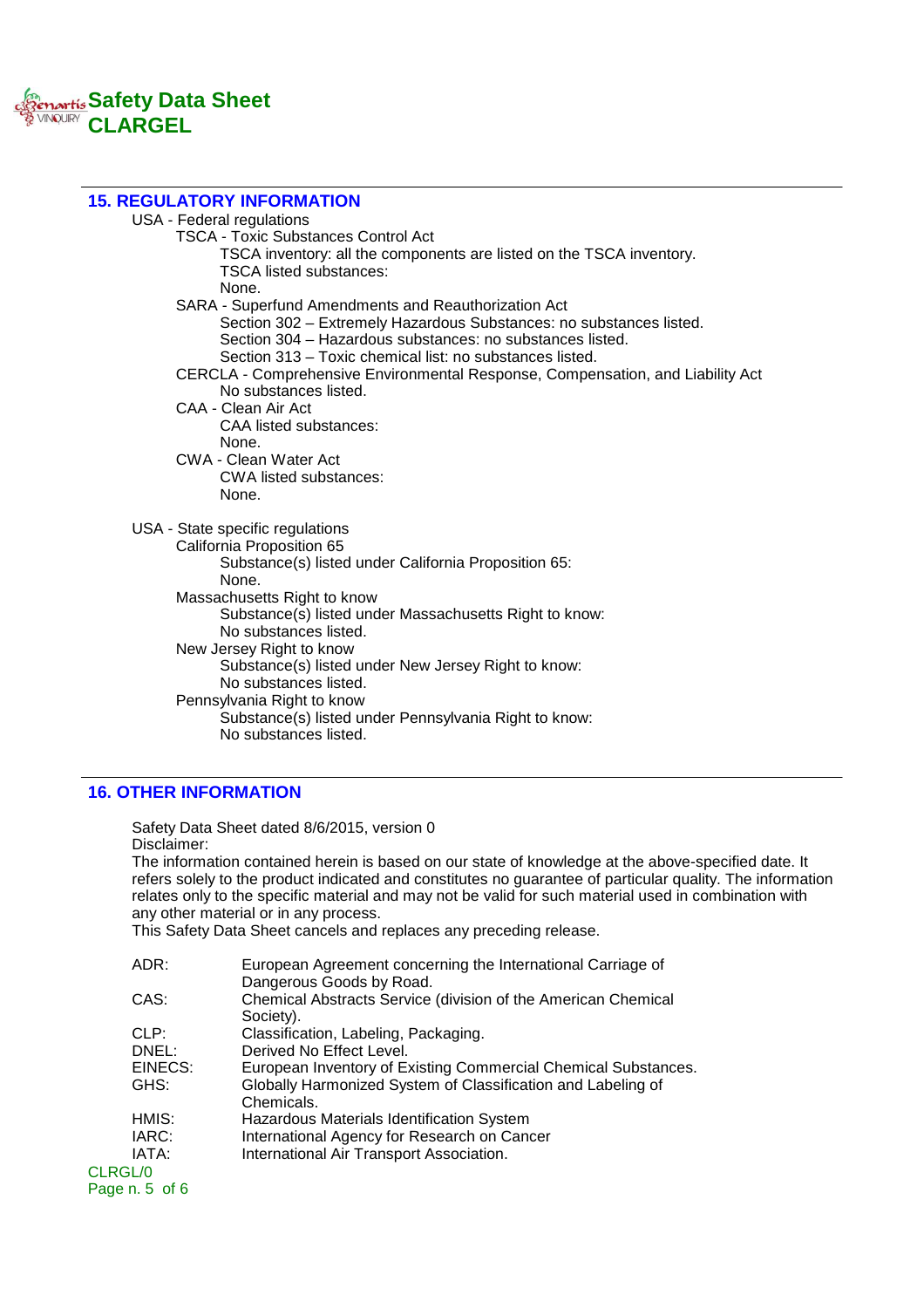## 15. REGULATORY INFORMATION

USA - Federal regulations

- TSCA - Toxic Substances Control Act
  - TSCA inventory: all the components are listed on the TSCA inventory.
  - TSCA listed substances:
  - None.
- SARA - Superfund Amendments and Reauthorization Act
  - Section 302 – Extremely Hazardous Substances: no substances listed.
  - Section 304 – Hazardous substances: no substances listed.
  - Section 313 – Toxic chemical list: no substances listed.
- CERCLA - Comprehensive Environmental Response, Compensation, and Liability Act
  - No substances listed.
- CAA - Clean Air Act
  - CAA listed substances:
  - None.
- CWA - Clean Water Act
  - CWA listed substances:
  - None.

USA - State specific regulations

- California Proposition 65
  - Substance(s) listed under California Proposition 65:
  - None.
- Massachusetts Right to know
  - Substance(s) listed under Massachusetts Right to know:
  - No substances listed.
- New Jersey Right to know
  - Substance(s) listed under New Jersey Right to know:
  - No substances listed.
- Pennsylvania Right to know
  - Substance(s) listed under Pennsylvania Right to know:
  - No substances listed.

## 16. OTHER INFORMATION

Safety Data Sheet dated 8/6/2015, version 0

Disclaimer:

The information contained herein is based on our state of knowledge at the above-specified date. It refers solely to the product indicated and constitutes no guarantee of particular quality. The information relates only to the specific material and may not be valid for such material used in combination with any other material or in any process.

This Safety Data Sheet cancels and replaces any preceding release.

| | |
|---|---|
| ADR: | European Agreement concerning the International Carriage of Dangerous Goods by Road. |
| CAS: | Chemical Abstracts Service (division of the American Chemical Society). |
| CLP: | Classification, Labeling, Packaging. |
| DNEL: | Derived No Effect Level. |
| EINECS: | European Inventory of Existing Commercial Chemical Substances. |
| GHS: | Globally Harmonized System of Classification and Labeling of Chemicals. |
| HMIS: | Hazardous Materials Identification System |
| IARC: | International Agency for Research on Cancer |
| IATA: | International Air Transport Association. |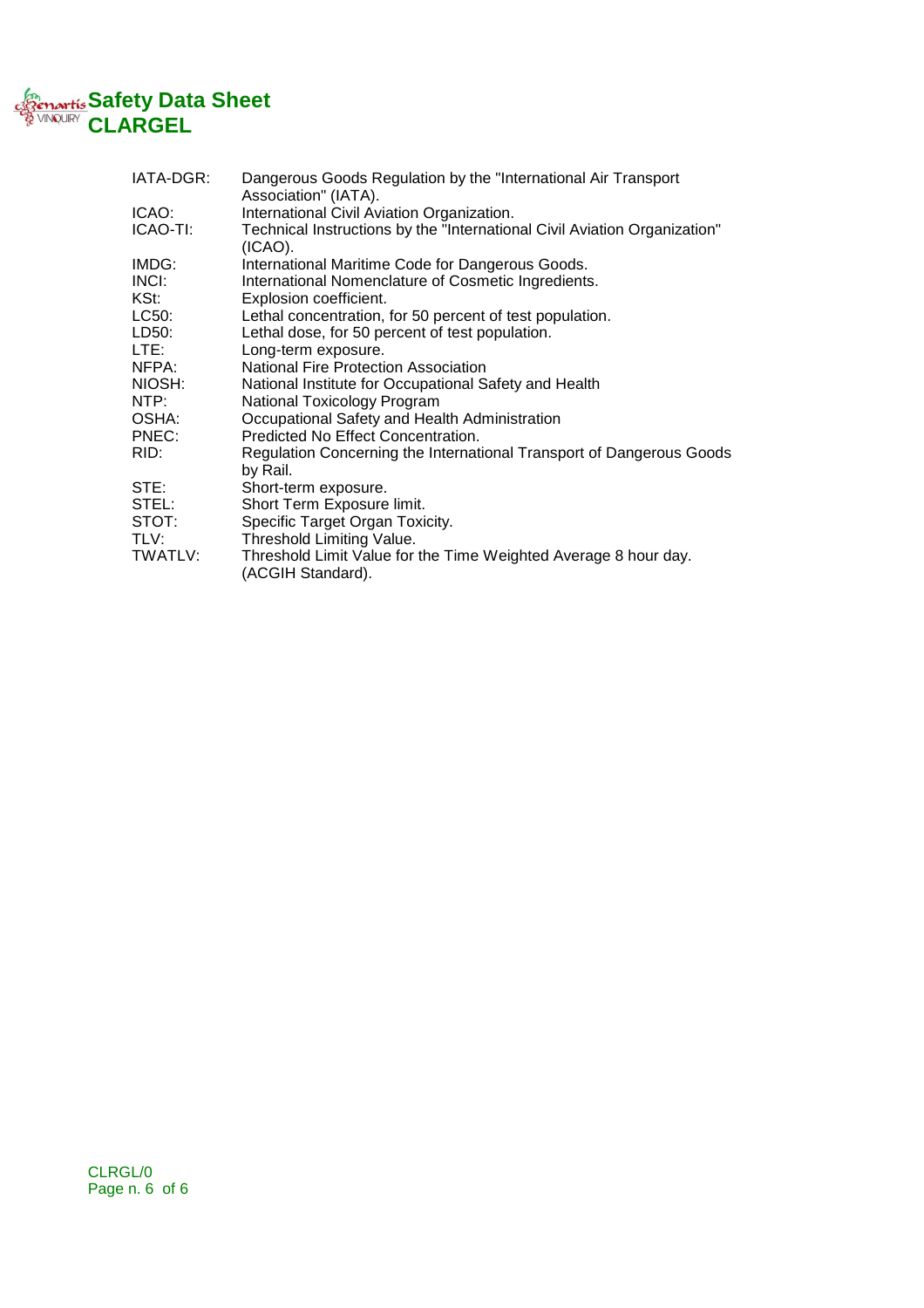| | |
|---|---|
| IATA-DGR: | Dangerous Goods Regulation by the "International Air Transport Association" (IATA). |
| ICAO: | International Civil Aviation Organization. |
| ICAO-TI: | Technical Instructions by the "International Civil Aviation Organization" (ICAO). |
| IMDG: | International Maritime Code for Dangerous Goods. |
| INCI: | International Nomenclature of Cosmetic Ingredients. |
| KSt: | Explosion coefficient. |
| LC50: | Lethal concentration, for 50 percent of test population. |
| LD50: | Lethal dose, for 50 percent of test population. |
| LTE: | Long-term exposure. |
| NFPA: | National Fire Protection Association |
| NIOSH: | National Institute for Occupational Safety and Health |
| NTP: | National Toxicology Program |
| OSHA: | Occupational Safety and Health Administration |
| PNEC: | Predicted No Effect Concentration. |
| RID: | Regulation Concerning the International Transport of Dangerous Goods by Rail. |
| STE: | Short-term exposure. |
| STEL: | Short Term Exposure limit. |
| STOT: | Specific Target Organ Toxicity. |
| TLV: | Threshold Limiting Value. |
| TWATLV: | Threshold Limit Value for the Time Weighted Average 8 hour day. (ACGIH Standard). |